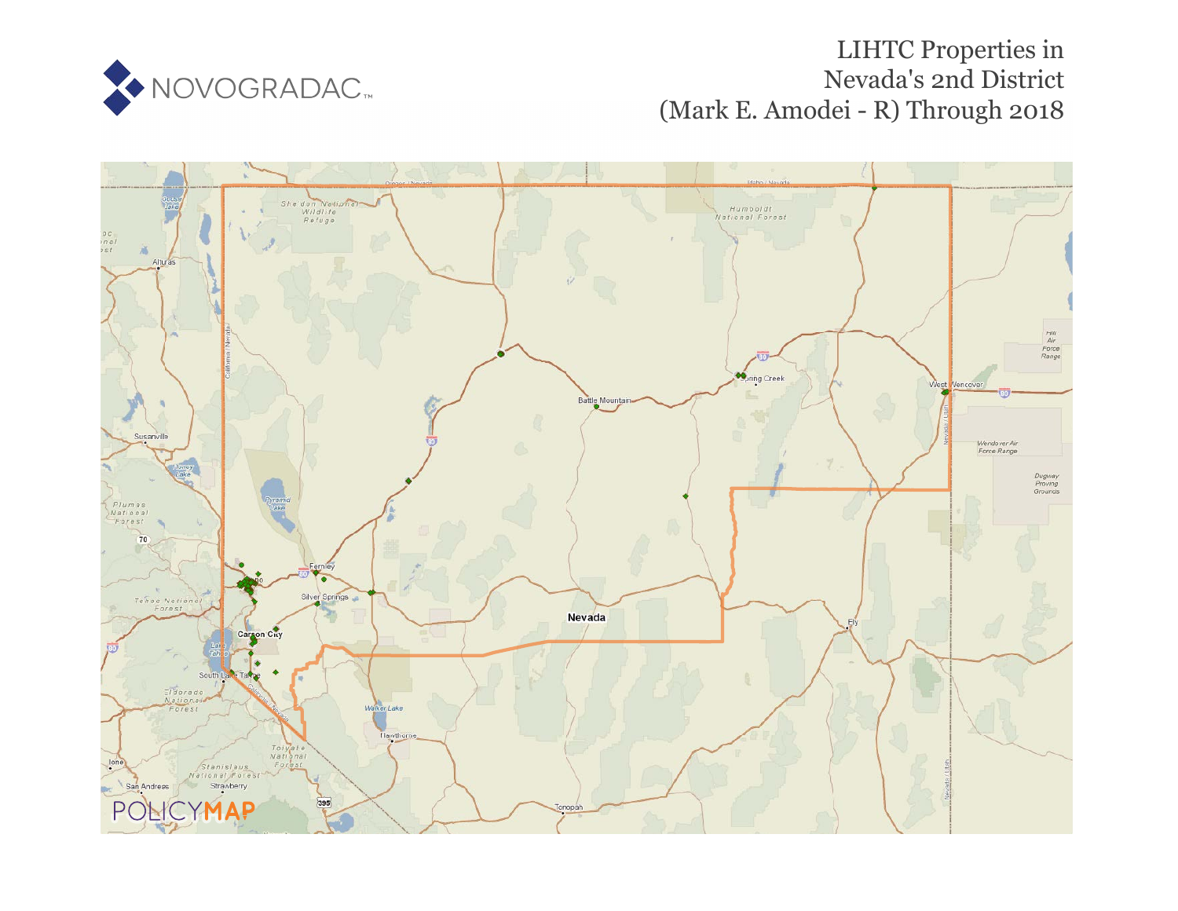# LIHTC Properties in Nevada's 2nd District (Mark E. Amodei - R) Through 2018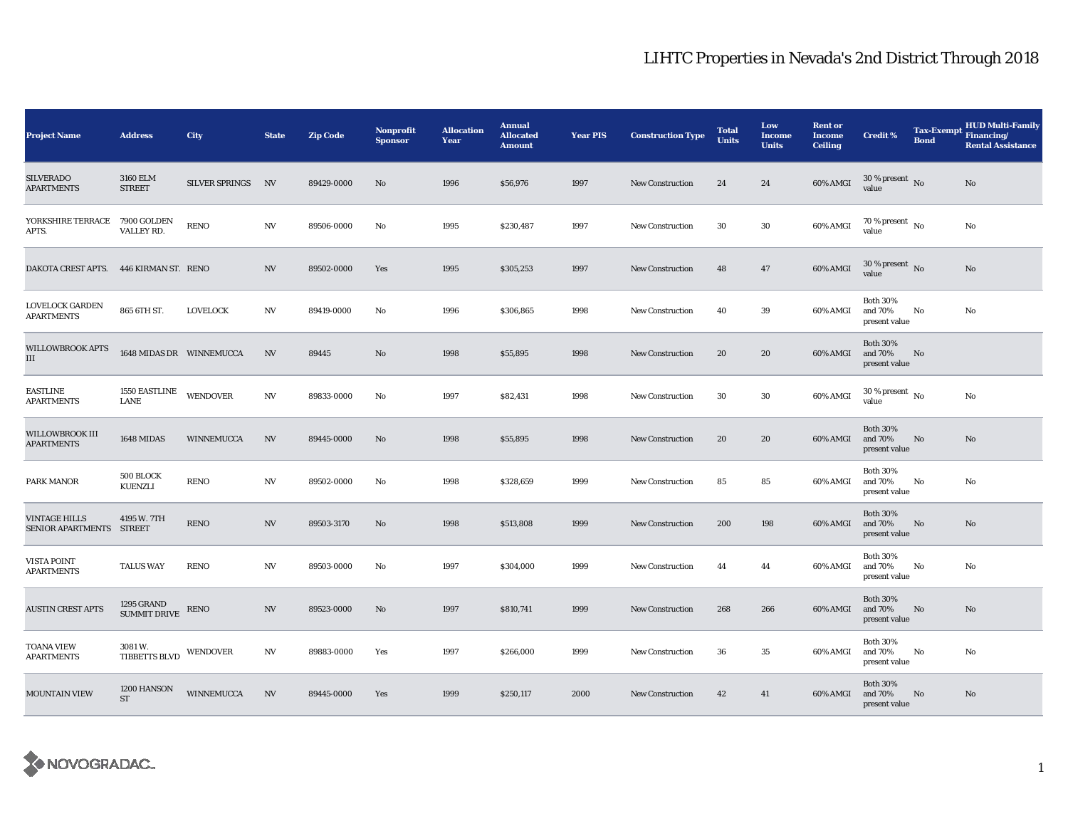# LIHTC Properties in Nevada's 2nd District Through 2018

| Project Name | Address | City | State | Zip Code | Nonprofit Sponsor | Allocation Year | Annual Allocated Amount | Year PIS | Construction Type | Total Units | Low Income Units | Rent or Income Ceiling | Credit % | Tax-Exempt Bond | HUD Multi-Family Financing/ Rental Assistance |
|---|---|---|---|---|---|---|---|---|---|---|---|---|---|---|---|
| SILVERADO APARTMENTS | 3160 ELM STREET | SILVER SPRINGS | NV | 89429-0000 | No | 1996 | $56,976 | 1997 | New Construction | 24 | 24 | 60% AMGI | 30 % present value | No | No |
| YORKSHIRE TERRACE APTS. | 7900 GOLDEN VALLEY RD. | RENO | NV | 89506-0000 | No | 1995 | $230,487 | 1997 | New Construction | 30 | 30 | 60% AMGI | 70 % present value | No | No |
| DAKOTA CREST APTS. | 446 KIRMAN ST. | RENO | NV | 89502-0000 | Yes | 1995 | $305,253 | 1997 | New Construction | 48 | 47 | 60% AMGI | 30 % present value | No | No |
| LOVELOCK GARDEN APARTMENTS | 865 6TH ST. | LOVELOCK | NV | 89419-0000 | No | 1996 | $306,865 | 1998 | New Construction | 40 | 39 | 60% AMGI | Both 30% and 70% present value | No | No |
| WILLOWBROOK APTS III | 1648 MIDAS DR | WINNEMUCCA | NV | 89445 | No | 1998 | $55,895 | 1998 | New Construction | 20 | 20 | 60% AMGI | Both 30% and 70% present value | No | |
| EASTLINE APARTMENTS | 1550 EASTLINE LANE | WENDOVER | NV | 89833-0000 | No | 1997 | $82,431 | 1998 | New Construction | 30 | 30 | 60% AMGI | 30 % present value | No | No |
| WILLOWBROOK III APARTMENTS | 1648 MIDAS | WINNEMUCCA | NV | 89445-0000 | No | 1998 | $55,895 | 1998 | New Construction | 20 | 20 | 60% AMGI | Both 30% and 70% present value | No | No |
| PARK MANOR | 500 BLOCK KUENZLI | RENO | NV | 89502-0000 | No | 1998 | $328,659 | 1999 | New Construction | 85 | 85 | 60% AMGI | Both 30% and 70% present value | No | No |
| VINTAGE HILLS SENIOR APARTMENTS | 4195 W. 7TH STREET | RENO | NV | 89503-3170 | No | 1998 | $513,808 | 1999 | New Construction | 200 | 198 | 60% AMGI | Both 30% and 70% present value | No | No |
| VISTA POINT APARTMENTS | TALUS WAY | RENO | NV | 89503-0000 | No | 1997 | $304,000 | 1999 | New Construction | 44 | 44 | 60% AMGI | Both 30% and 70% present value | No | No |
| AUSTIN CREST APTS | 1295 GRAND SUMMIT DRIVE | RENO | NV | 89523-0000 | No | 1997 | $810,741 | 1999 | New Construction | 268 | 266 | 60% AMGI | Both 30% and 70% present value | No | No |
| TOANA VIEW APARTMENTS | 3081 W. TIBBETTS BLVD | WENDOVER | NV | 89883-0000 | Yes | 1997 | $266,000 | 1999 | New Construction | 36 | 35 | 60% AMGI | Both 30% and 70% present value | No | No |
| MOUNTAIN VIEW | 1200 HANSON ST | WINNEMUCCA | NV | 89445-0000 | Yes | 1999 | $250,117 | 2000 | New Construction | 42 | 41 | 60% AMGI | Both 30% and 70% present value | No | No |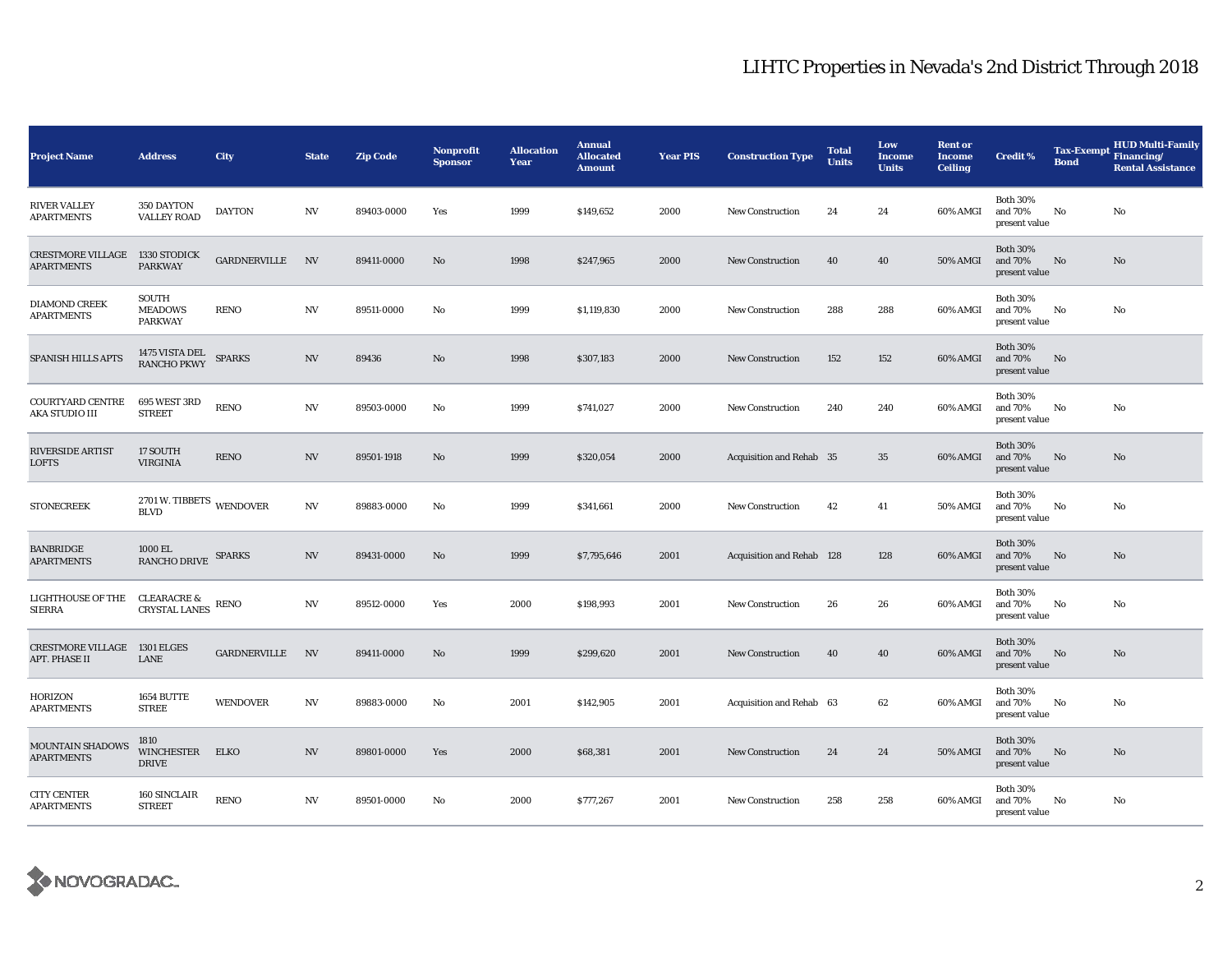# LIHTC Properties in Nevada's 2nd District Through 2018

| Project Name | Address | City | State | Zip Code | Nonprofit Sponsor | Allocation Year | Annual Allocated Amount | Year PIS | Construction Type | Total Units | Low Income Units | Rent or Income Ceiling | Credit % | Tax-Exempt Bond | HUD Multi-Family Financing/ Rental Assistance |
|---|---|---|---|---|---|---|---|---|---|---|---|---|---|---|---|
| RIVER VALLEY APARTMENTS | 350 DAYTON VALLEY ROAD | DAYTON | NV | 89403-0000 | Yes | 1999 | $149,652 | 2000 | New Construction | 24 | 24 | 60% AMGI | Both 30% and 70% present value | No | No |
| CRESTMORE VILLAGE APARTMENTS | 1330 STODICK PARKWAY | GARDNERVILLE | NV | 89411-0000 | No | 1998 | $247,965 | 2000 | New Construction | 40 | 40 | 50% AMGI | Both 30% and 70% present value | No | No |
| DIAMOND CREEK APARTMENTS | SOUTH MEADOWS PARKWAY | RENO | NV | 89511-0000 | No | 1999 | $1,119,830 | 2000 | New Construction | 288 | 288 | 60% AMGI | Both 30% and 70% present value | No | No |
| SPANISH HILLS APTS | 1475 VISTA DEL RANCHO PKWY | SPARKS | NV | 89436 | No | 1998 | $307,183 | 2000 | New Construction | 152 | 152 | 60% AMGI | Both 30% and 70% present value | No | |
| COURTYARD CENTRE AKA STUDIO III | 695 WEST 3RD STREET | RENO | NV | 89503-0000 | No | 1999 | $741,027 | 2000 | New Construction | 240 | 240 | 60% AMGI | Both 30% and 70% present value | No | No |
| RIVERSIDE ARTIST LOFTS | 17 SOUTH VIRGINIA | RENO | NV | 89501-1918 | No | 1999 | $320,054 | 2000 | Acquisition and Rehab | 35 | 35 | 60% AMGI | Both 30% and 70% present value | No | No |
| STONECREEK | 2701 W. TIBBETS BLVD | WENDOVER | NV | 89883-0000 | No | 1999 | $341,661 | 2000 | New Construction | 42 | 41 | 50% AMGI | Both 30% and 70% present value | No | No |
| BANBRIDGE APARTMENTS | 1000 EL RANCHO DRIVE | SPARKS | NV | 89431-0000 | No | 1999 | $7,795,646 | 2001 | Acquisition and Rehab | 128 | 128 | 60% AMGI | Both 30% and 70% present value | No | No |
| LIGHTHOUSE OF THE SIERRA | CLEARACRE & CRYSTAL LANES | RENO | NV | 89512-0000 | Yes | 2000 | $198,993 | 2001 | New Construction | 26 | 26 | 60% AMGI | Both 30% and 70% present value | No | No |
| CRESTMORE VILLAGE APT. PHASE II | 1301 ELGES LANE | GARDNERVILLE | NV | 89411-0000 | No | 1999 | $299,620 | 2001 | New Construction | 40 | 40 | 60% AMGI | Both 30% and 70% present value | No | No |
| HORIZON APARTMENTS | 1654 BUTTE STREE | WENDOVER | NV | 89883-0000 | No | 2001 | $142,905 | 2001 | Acquisition and Rehab | 63 | 62 | 60% AMGI | Both 30% and 70% present value | No | No |
| MOUNTAIN SHADOWS APARTMENTS | 1810 WINCHESTER DRIVE | ELKO | NV | 89801-0000 | Yes | 2000 | $68,381 | 2001 | New Construction | 24 | 24 | 50% AMGI | Both 30% and 70% present value | No | No |
| CITY CENTER APARTMENTS | 160 SINCLAIR STREET | RENO | NV | 89501-0000 | No | 2000 | $777,267 | 2001 | New Construction | 258 | 258 | 60% AMGI | Both 30% and 70% present value | No | No |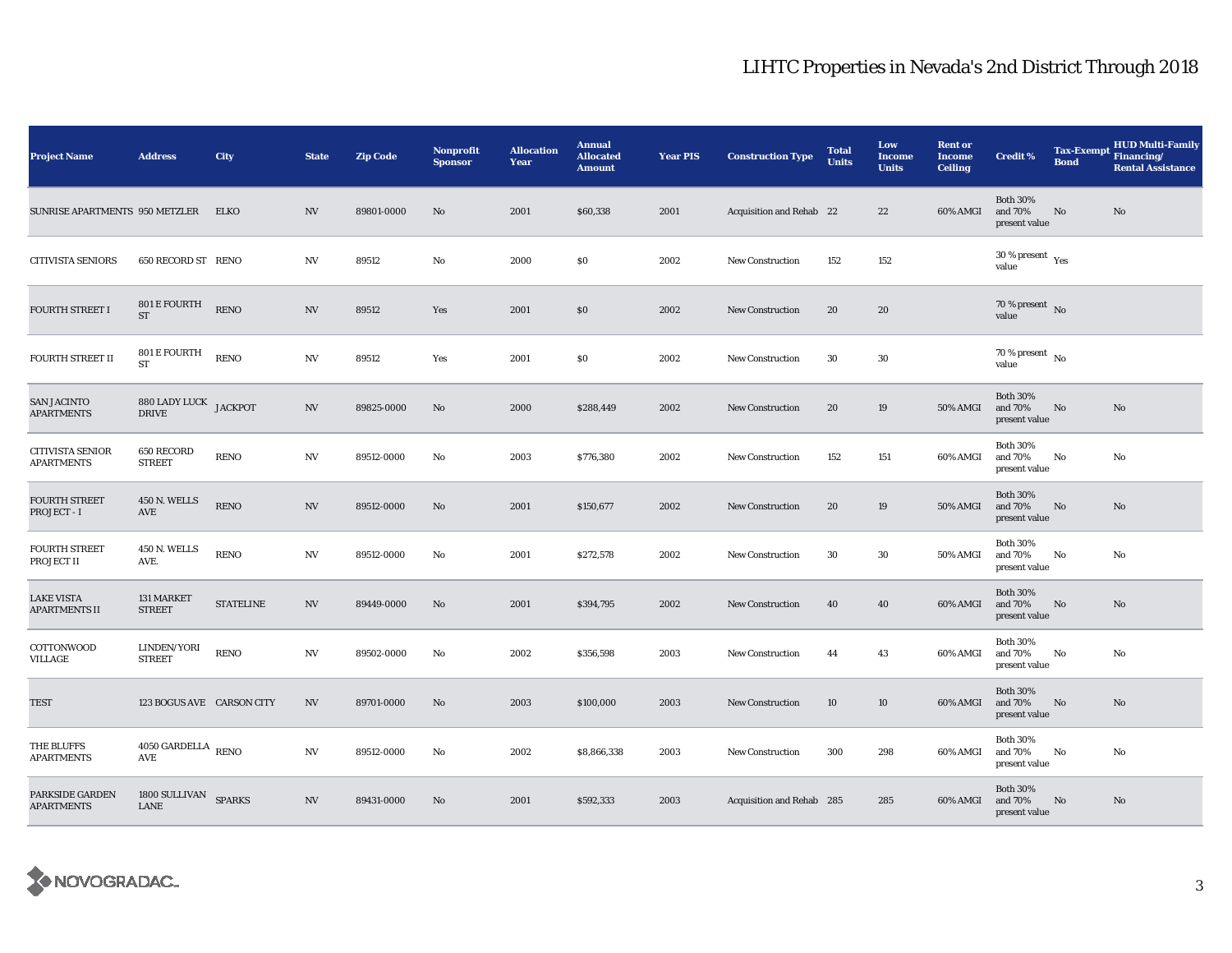# LIHTC Properties in Nevada's 2nd District Through 2018

| Project Name | Address | City | State | Zip Code | Nonprofit Sponsor | Allocation Year | Annual Allocated Amount | Year PIS | Construction Type | Total Units | Low Income Units | Rent or Income Ceiling | Credit % | Tax-Exempt Bond | HUD Multi-Family Financing/ Rental Assistance |
|---|---|---|---|---|---|---|---|---|---|---|---|---|---|---|---|
| SUNRISE APARTMENTS | 950 METZLER | ELKO | NV | 89801-0000 | No | 2001 | $60,338 | 2001 | Acquisition and Rehab | 22 | 22 | 60% AMGI | Both 30% and 70% present value | No | No |
| CITIVISTA SENIORS | 650 RECORD ST | RENO | NV | 89512 | No | 2000 | $0 | 2002 | New Construction | 152 | 152 | | 30 % present value | Yes | |
| FOURTH STREET I | 801 E FOURTH ST | RENO | NV | 89512 | Yes | 2001 | $0 | 2002 | New Construction | 20 | 20 | | 70 % present value | No | |
| FOURTH STREET II | 801 E FOURTH ST | RENO | NV | 89512 | Yes | 2001 | $0 | 2002 | New Construction | 30 | 30 | | 70 % present value | No | |
| SAN JACINTO APARTMENTS | 880 LADY LUCK DRIVE | JACKPOT | NV | 89825-0000 | No | 2000 | $288,449 | 2002 | New Construction | 20 | 19 | 50% AMGI | Both 30% and 70% present value | No | No |
| CITIVISTA SENIOR APARTMENTS | 650 RECORD STREET | RENO | NV | 89512-0000 | No | 2003 | $776,380 | 2002 | New Construction | 152 | 151 | 60% AMGI | Both 30% and 70% present value | No | No |
| FOURTH STREET PROJECT - I | 450 N. WELLS AVE | RENO | NV | 89512-0000 | No | 2001 | $150,677 | 2002 | New Construction | 20 | 19 | 50% AMGI | Both 30% and 70% present value | No | No |
| FOURTH STREET PROJECT II | 450 N. WELLS AVE. | RENO | NV | 89512-0000 | No | 2001 | $272,578 | 2002 | New Construction | 30 | 30 | 50% AMGI | Both 30% and 70% present value | No | No |
| LAKE VISTA APARTMENTS II | 131 MARKET STREET | STATELINE | NV | 89449-0000 | No | 2001 | $394,795 | 2002 | New Construction | 40 | 40 | 60% AMGI | Both 30% and 70% present value | No | No |
| COTTONWOOD VILLAGE | LINDEN/YORI STREET | RENO | NV | 89502-0000 | No | 2002 | $356,598 | 2003 | New Construction | 44 | 43 | 60% AMGI | Both 30% and 70% present value | No | No |
| TEST | 123 BOGUS AVE | CARSON CITY | NV | 89701-0000 | No | 2003 | $100,000 | 2003 | New Construction | 10 | 10 | 60% AMGI | Both 30% and 70% present value | No | No |
| THE BLUFFS APARTMENTS | 4050 GARDELLA AVE | RENO | NV | 89512-0000 | No | 2002 | $8,866,338 | 2003 | New Construction | 300 | 298 | 60% AMGI | Both 30% and 70% present value | No | No |
| PARKSIDE GARDEN APARTMENTS | 1800 SULLIVAN LANE | SPARKS | NV | 89431-0000 | No | 2001 | $592,333 | 2003 | Acquisition and Rehab | 285 | 285 | 60% AMGI | Both 30% and 70% present value | No | No |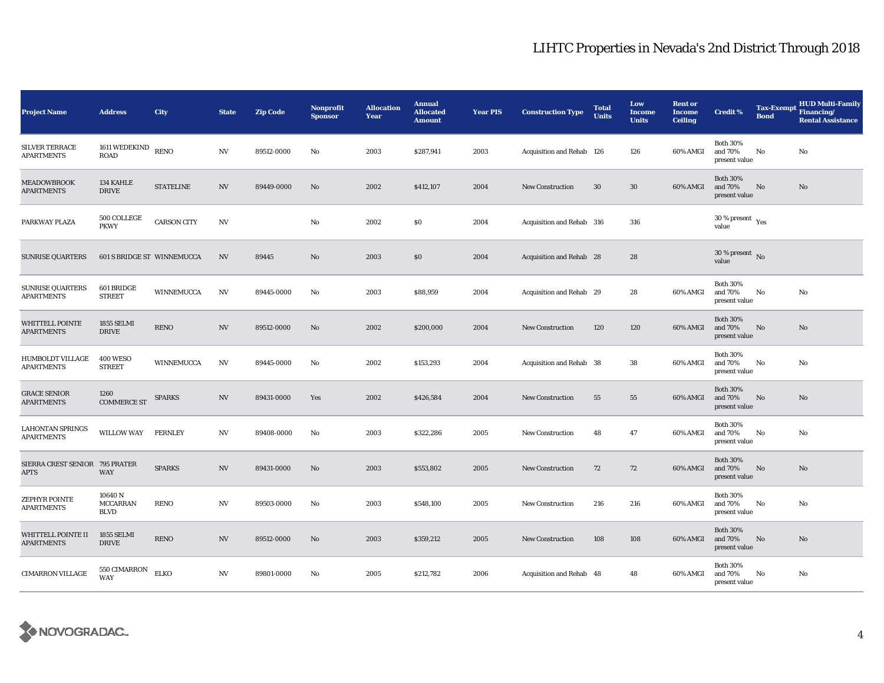# LIHTC Properties in Nevada's 2nd District Through 2018

| Project Name | Address | City | State | Zip Code | Nonprofit Sponsor | Allocation Year | Annual Allocated Amount | Year PIS | Construction Type | Total Units | Low Income Units | Rent or Income Ceiling | Credit % | Tax-Exempt Bond | HUD Multi-Family Financing/ Rental Assistance |
|---|---|---|---|---|---|---|---|---|---|---|---|---|---|---|---|
| SILVER TERRACE APARTMENTS | 1611 WEDEKIND ROAD | RENO | NV | 89512-0000 | No | 2003 | $287,941 | 2003 | Acquisition and Rehab | 126 | 126 | 60% AMGI | Both 30% and 70% present value | No | No |
| MEADOWBROOK APARTMENTS | 134 KAHLE DRIVE | STATELINE | NV | 89449-0000 | No | 2002 | $412,107 | 2004 | New Construction | 30 | 30 | 60% AMGI | Both 30% and 70% present value | No | No |
| PARKWAY PLAZA | 500 COLLEGE PKWY | CARSON CITY | NV | | No | 2002 | $0 | 2004 | Acquisition and Rehab | 316 | 316 | | 30 % present value | Yes | |
| SUNRISE QUARTERS | 601 S BRIDGE ST | WINNEMUCCA | NV | 89445 | No | 2003 | $0 | 2004 | Acquisition and Rehab | 28 | 28 | | 30 % present value | No | |
| SUNRISE QUARTERS APARTMENTS | 601 BRIDGE STREET | WINNEMUCCA | NV | 89445-0000 | No | 2003 | $88,959 | 2004 | Acquisition and Rehab | 29 | 28 | 60% AMGI | Both 30% and 70% present value | No | No |
| WHITTELL POINTE APARTMENTS | 1855 SELMI DRIVE | RENO | NV | 89512-0000 | No | 2002 | $200,000 | 2004 | New Construction | 120 | 120 | 60% AMGI | Both 30% and 70% present value | No | No |
| HUMBOLDT VILLAGE APARTMENTS | 400 WESO STREET | WINNEMUCCA | NV | 89445-0000 | No | 2002 | $153,293 | 2004 | Acquisition and Rehab | 38 | 38 | 60% AMGI | Both 30% and 70% present value | No | No |
| GRACE SENIOR APARTMENTS | 1260 COMMERCE ST | SPARKS | NV | 89431-0000 | Yes | 2002 | $426,584 | 2004 | New Construction | 55 | 55 | 60% AMGI | Both 30% and 70% present value | No | No |
| LAHONTAN SPRINGS APARTMENTS | WILLOW WAY | FERNLEY | NV | 89408-0000 | No | 2003 | $322,286 | 2005 | New Construction | 48 | 47 | 60% AMGI | Both 30% and 70% present value | No | No |
| SIERRA CREST SENIOR APTS | 795 PRATER WAY | SPARKS | NV | 89431-0000 | No | 2003 | $553,802 | 2005 | New Construction | 72 | 72 | 60% AMGI | Both 30% and 70% present value | No | No |
| ZEPHYR POINTE APARTMENTS | 10640 N MCCARRAN BLVD | RENO | NV | 89503-0000 | No | 2003 | $548,100 | 2005 | New Construction | 216 | 216 | 60% AMGI | Both 30% and 70% present value | No | No |
| WHITTELL POINTE II APARTMENTS | 1855 SELMI DRIVE | RENO | NV | 89512-0000 | No | 2003 | $359,212 | 2005 | New Construction | 108 | 108 | 60% AMGI | Both 30% and 70% present value | No | No |
| CIMARRON VILLAGE | 550 CIMARRON WAY | ELKO | NV | 89801-0000 | No | 2005 | $212,782 | 2006 | Acquisition and Rehab | 48 | 48 | 60% AMGI | Both 30% and 70% present value | No | No |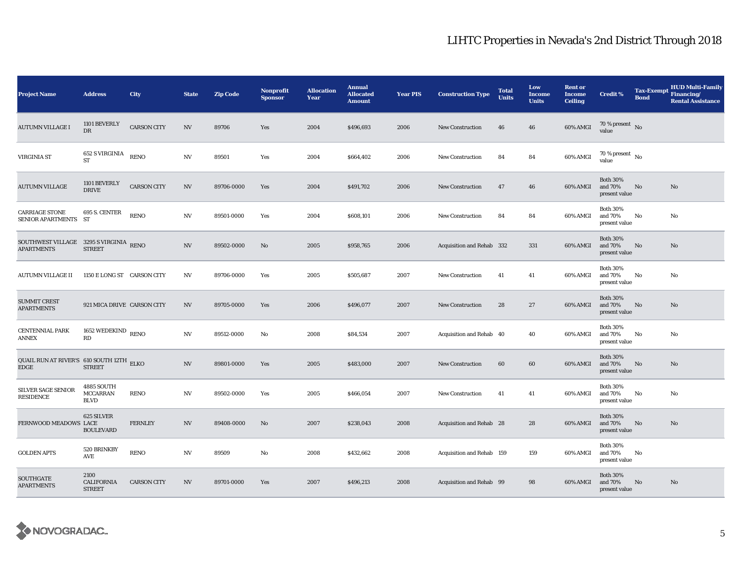# LIHTC Properties in Nevada's 2nd District Through 2018

| Project Name | Address | City | State | Zip Code | Nonprofit Sponsor | Allocation Year | Annual Allocated Amount | Year PIS | Construction Type | Total Units | Low Income Units | Rent or Income Ceiling | Credit % | Tax-Exempt Bond | HUD Multi-Family Financing/ Rental Assistance |
|---|---|---|---|---|---|---|---|---|---|---|---|---|---|---|---|
| AUTUMN VILLAGE I | 1101 BEVERLY DR | CARSON CITY | NV | 89706 | Yes | 2004 | $496,693 | 2006 | New Construction | 46 | 46 | 60% AMGI | 70 % present value | No | |
| VIRGINIA ST | 652 S VIRGINIA ST | RENO | NV | 89501 | Yes | 2004 | $664,402 | 2006 | New Construction | 84 | 84 | 60% AMGI | 70 % present value | No | |
| AUTUMN VILLAGE | 1101 BEVERLY DRIVE | CARSON CITY | NV | 89706-0000 | Yes | 2004 | $491,702 | 2006 | New Construction | 47 | 46 | 60% AMGI | Both 30% and 70% present value | No | No |
| CARRIAGE STONE SENIOR APARTMENTS | 695 S. CENTER ST | RENO | NV | 89501-0000 | Yes | 2004 | $608,101 | 2006 | New Construction | 84 | 84 | 60% AMGI | Both 30% and 70% present value | No | No |
| SOUTHWEST VILLAGE APARTMENTS | 3295 S VIRGINIA STREET | RENO | NV | 89502-0000 | No | 2005 | $958,765 | 2006 | Acquisition and Rehab | 332 | 331 | 60% AMGI | Both 30% and 70% present value | No | No |
| AUTUMN VILLAGE II | 1150 E LONG ST | CARSON CITY | NV | 89706-0000 | Yes | 2005 | $505,687 | 2007 | New Construction | 41 | 41 | 60% AMGI | Both 30% and 70% present value | No | No |
| SUMMIT CREST APARTMENTS | 921 MICA DRIVE | CARSON CITY | NV | 89705-0000 | Yes | 2006 | $496,077 | 2007 | New Construction | 28 | 27 | 60% AMGI | Both 30% and 70% present value | No | No |
| CENTENNIAL PARK ANNEX | 1652 WEDEKIND RD | RENO | NV | 89512-0000 | No | 2008 | $84,534 | 2007 | Acquisition and Rehab | 40 | 40 | 60% AMGI | Both 30% and 70% present value | No | No |
| QUAIL RUN AT RIVER'S EDGE | 610 SOUTH 12TH STREET | ELKO | NV | 89801-0000 | Yes | 2005 | $483,000 | 2007 | New Construction | 60 | 60 | 60% AMGI | Both 30% and 70% present value | No | No |
| SILVER SAGE SENIOR RESIDENCE | 4885 SOUTH MCCARRAN BLVD | RENO | NV | 89502-0000 | Yes | 2005 | $466,054 | 2007 | New Construction | 41 | 41 | 60% AMGI | Both 30% and 70% present value | No | No |
| FERNWOOD MEADOWS | 625 SILVER LACE BOULEVARD | FERNLEY | NV | 89408-0000 | No | 2007 | $238,043 | 2008 | Acquisition and Rehab | 28 | 28 | 60% AMGI | Both 30% and 70% present value | No | No |
| GOLDEN APTS | 520 BRINKBY AVE | RENO | NV | 89509 | No | 2008 | $432,662 | 2008 | Acquisition and Rehab | 159 | 159 | 60% AMGI | Both 30% and 70% present value | No | |
| SOUTHGATE APARTMENTS | 2100 CALIFORNIA STREET | CARSON CITY | NV | 89701-0000 | Yes | 2007 | $496,213 | 2008 | Acquisition and Rehab | 99 | 98 | 60% AMGI | Both 30% and 70% present value | No | No |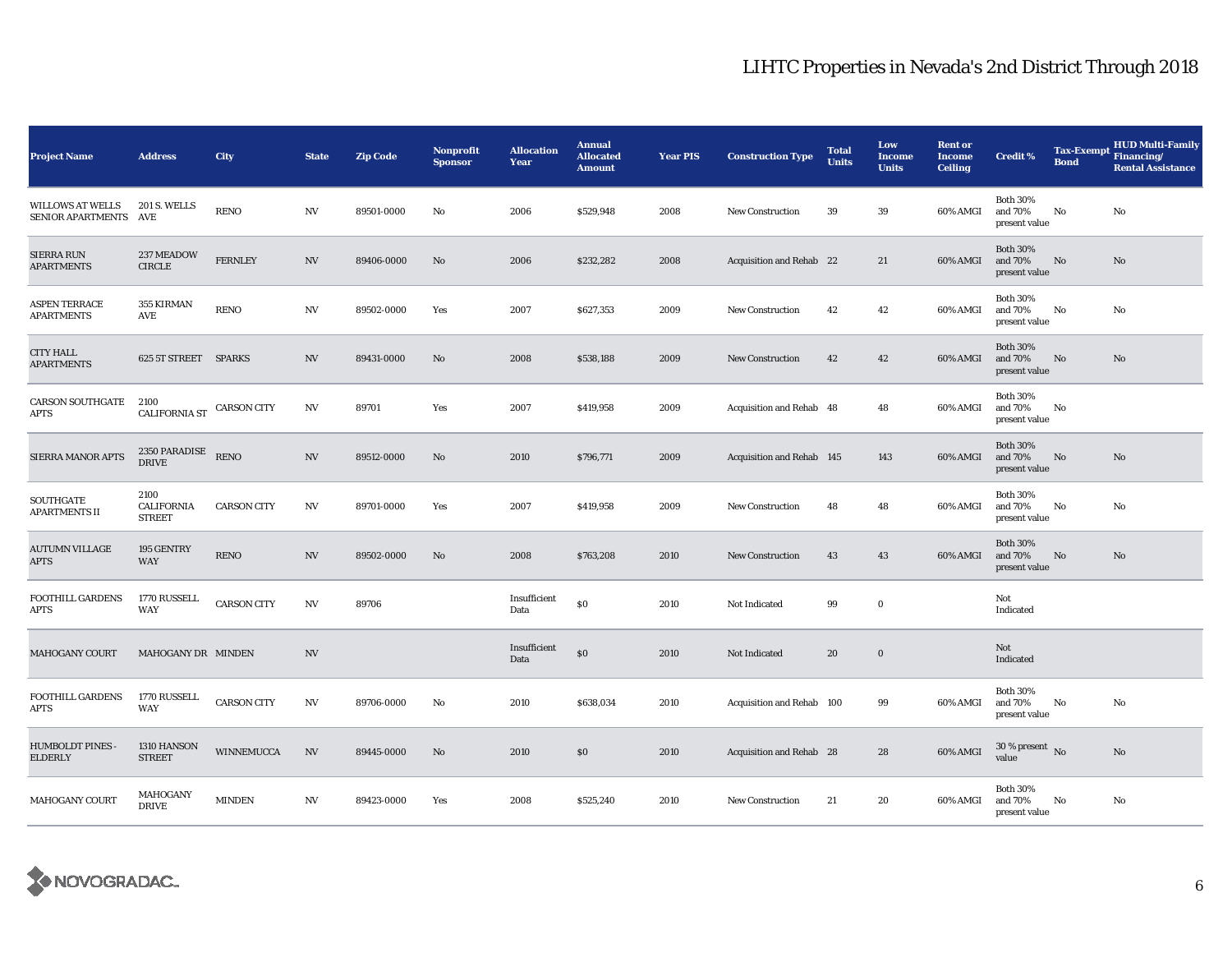# LIHTC Properties in Nevada's 2nd District Through 2018

| Project Name | Address | City | State | Zip Code | Nonprofit Sponsor | Allocation Year | Annual Allocated Amount | Year PIS | Construction Type | Total Units | Low Income Units | Rent or Income Ceiling | Credit % | Tax-Exempt Bond | HUD Multi-Family Financing/ Rental Assistance |
|---|---|---|---|---|---|---|---|---|---|---|---|---|---|---|---|
| WILLOWS AT WELLS SENIOR APARTMENTS | 201 S. WELLS AVE | RENO | NV | 89501-0000 | No | 2006 | $529,948 | 2008 | New Construction | 39 | 39 | 60% AMGI | Both 30% and 70% present value | No | No |
| SIERRA RUN APARTMENTS | 237 MEADOW CIRCLE | FERNLEY | NV | 89406-0000 | No | 2006 | $232,282 | 2008 | Acquisition and Rehab | 22 | 21 | 60% AMGI | Both 30% and 70% present value | No | No |
| ASPEN TERRACE APARTMENTS | 355 KIRMAN AVE | RENO | NV | 89502-0000 | Yes | 2007 | $627,353 | 2009 | New Construction | 42 | 42 | 60% AMGI | Both 30% and 70% present value | No | No |
| CITY HALL APARTMENTS | 625 5T STREET | SPARKS | NV | 89431-0000 | No | 2008 | $538,188 | 2009 | New Construction | 42 | 42 | 60% AMGI | Both 30% and 70% present value | No | No |
| CARSON SOUTHGATE APTS | 2100 CALIFORNIA ST | CARSON CITY | NV | 89701 | Yes | 2007 | $419,958 | 2009 | Acquisition and Rehab | 48 | 48 | 60% AMGI | Both 30% and 70% present value | No | |
| SIERRA MANOR APTS | 2350 PARADISE DRIVE | RENO | NV | 89512-0000 | No | 2010 | $796,771 | 2009 | Acquisition and Rehab | 145 | 143 | 60% AMGI | Both 30% and 70% present value | No | No |
| SOUTHGATE APARTMENTS II | 2100 CALIFORNIA STREET | CARSON CITY | NV | 89701-0000 | Yes | 2007 | $419,958 | 2009 | New Construction | 48 | 48 | 60% AMGI | Both 30% and 70% present value | No | No |
| AUTUMN VILLAGE APTS | 195 GENTRY WAY | RENO | NV | 89502-0000 | No | 2008 | $763,208 | 2010 | New Construction | 43 | 43 | 60% AMGI | Both 30% and 70% present value | No | No |
| FOOTHILL GARDENS APTS | 1770 RUSSELL WAY | CARSON CITY | NV | 89706 | | Insufficient Data | $0 | 2010 | Not Indicated | 99 | 0 | | Not Indicated | | |
| MAHOGANY COURT | MAHOGANY DR | MINDEN | NV | | | Insufficient Data | $0 | 2010 | Not Indicated | 20 | 0 | | Not Indicated | | |
| FOOTHILL GARDENS APTS | 1770 RUSSELL WAY | CARSON CITY | NV | 89706-0000 | No | 2010 | $638,034 | 2010 | Acquisition and Rehab | 100 | 99 | 60% AMGI | Both 30% and 70% present value | No | No |
| HUMBOLDT PINES - ELDERLY | 1310 HANSON STREET | WINNEMUCCA | NV | 89445-0000 | No | 2010 | $0 | 2010 | Acquisition and Rehab | 28 | 28 | 60% AMGI | 30 % present value | No | No |
| MAHOGANY COURT | MAHOGANY DRIVE | MINDEN | NV | 89423-0000 | Yes | 2008 | $525,240 | 2010 | New Construction | 21 | 20 | 60% AMGI | Both 30% and 70% present value | No | No |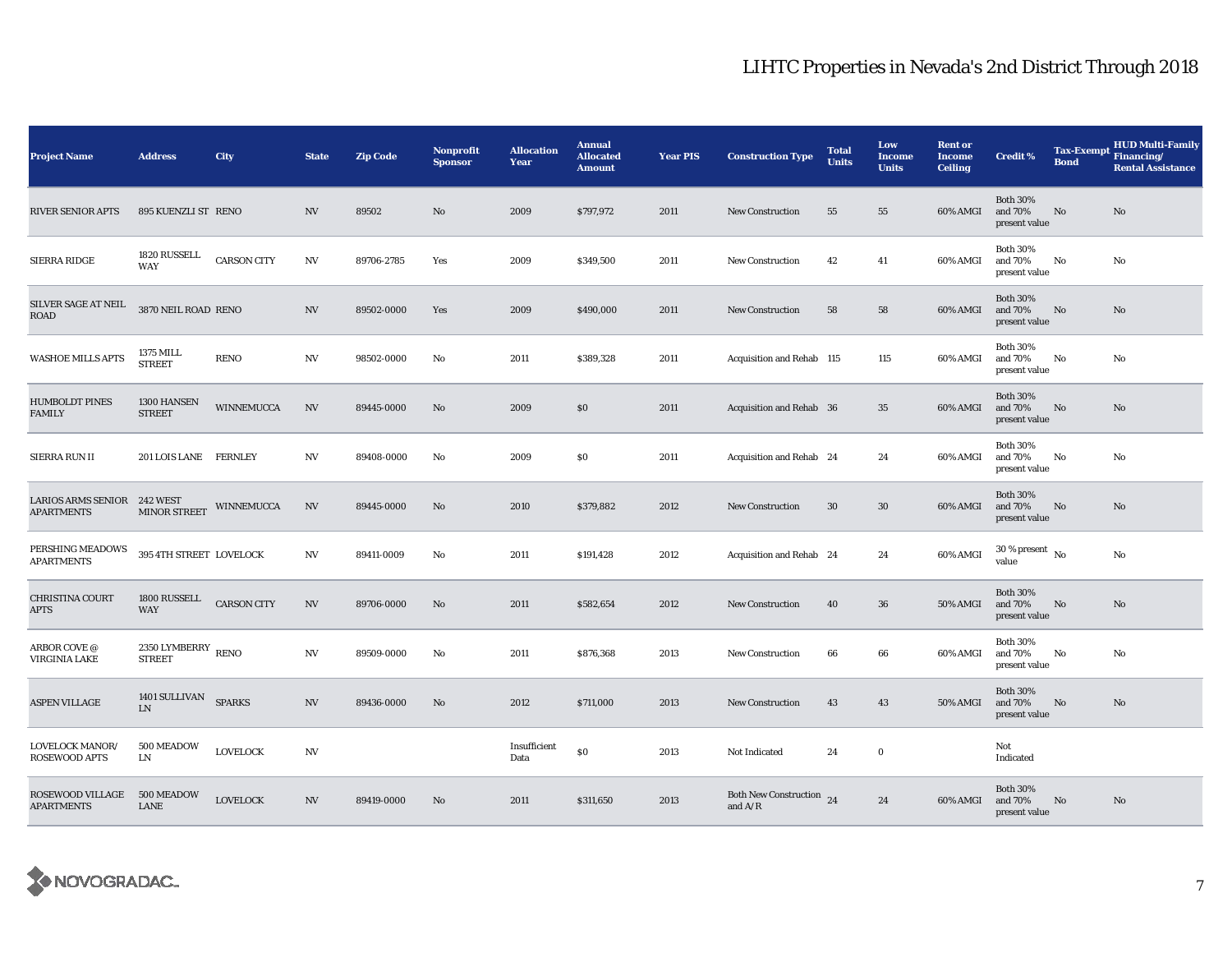# LIHTC Properties in Nevada's 2nd District Through 2018

| Project Name | Address | City | State | Zip Code | Nonprofit Sponsor | Allocation Year | Annual Allocated Amount | Year PIS | Construction Type | Total Units | Low Income Units | Rent or Income Ceiling | Credit % | Tax-Exempt Bond | HUD Multi-Family Financing/ Rental Assistance |
|---|---|---|---|---|---|---|---|---|---|---|---|---|---|---|---|
| RIVER SENIOR APTS | 895 KUENZLI ST | RENO | NV | 89502 | No | 2009 | $797,972 | 2011 | New Construction | 55 | 55 | 60% AMGI | Both 30% and 70% present value | No | No |
| SIERRA RIDGE | 1820 RUSSELL WAY | CARSON CITY | NV | 89706-2785 | Yes | 2009 | $349,500 | 2011 | New Construction | 42 | 41 | 60% AMGI | Both 30% and 70% present value | No | No |
| SILVER SAGE AT NEIL ROAD | 3870 NEIL ROAD | RENO | NV | 89502-0000 | Yes | 2009 | $490,000 | 2011 | New Construction | 58 | 58 | 60% AMGI | Both 30% and 70% present value | No | No |
| WASHOE MILLS APTS | 1375 MILL STREET | RENO | NV | 98502-0000 | No | 2011 | $389,328 | 2011 | Acquisition and Rehab | 115 | 115 | 60% AMGI | Both 30% and 70% present value | No | No |
| HUMBOLDT PINES FAMILY | 1300 HANSEN STREET | WINNEMUCCA | NV | 89445-0000 | No | 2009 | $0 | 2011 | Acquisition and Rehab | 36 | 35 | 60% AMGI | Both 30% and 70% present value | No | No |
| SIERRA RUN II | 201 LOIS LANE | FERNLEY | NV | 89408-0000 | No | 2009 | $0 | 2011 | Acquisition and Rehab | 24 | 24 | 60% AMGI | Both 30% and 70% present value | No | No |
| LARIOS ARMS SENIOR APARTMENTS | 242 WEST MINOR STREET | WINNEMUCCA | NV | 89445-0000 | No | 2010 | $379,882 | 2012 | New Construction | 30 | 30 | 60% AMGI | Both 30% and 70% present value | No | No |
| PERSHING MEADOWS APARTMENTS | 395 4TH STREET | LOVELOCK | NV | 89411-0009 | No | 2011 | $191,428 | 2012 | Acquisition and Rehab | 24 | 24 | 60% AMGI | 30 % present value | No | No |
| CHRISTINA COURT APTS | 1800 RUSSELL WAY | CARSON CITY | NV | 89706-0000 | No | 2011 | $582,654 | 2012 | New Construction | 40 | 36 | 50% AMGI | Both 30% and 70% present value | No | No |
| ARBOR COVE @ VIRGINIA LAKE | 2350 LYMBERRY STREET | RENO | NV | 89509-0000 | No | 2011 | $876,368 | 2013 | New Construction | 66 | 66 | 60% AMGI | Both 30% and 70% present value | No | No |
| ASPEN VILLAGE | 1401 SULLIVAN LN | SPARKS | NV | 89436-0000 | No | 2012 | $711,000 | 2013 | New Construction | 43 | 43 | 50% AMGI | Both 30% and 70% present value | No | No |
| LOVELOCK MANOR/ ROSEWOOD APTS | 500 MEADOW LN | LOVELOCK | NV | | | Insufficient Data | $0 | 2013 | Not Indicated | 24 | 0 | | Not Indicated | | |
| ROSEWOOD VILLAGE APARTMENTS | 500 MEADOW LANE | LOVELOCK | NV | 89419-0000 | No | 2011 | $311,650 | 2013 | Both New Construction and A/R | 24 | 24 | 60% AMGI | Both 30% and 70% present value | No | No |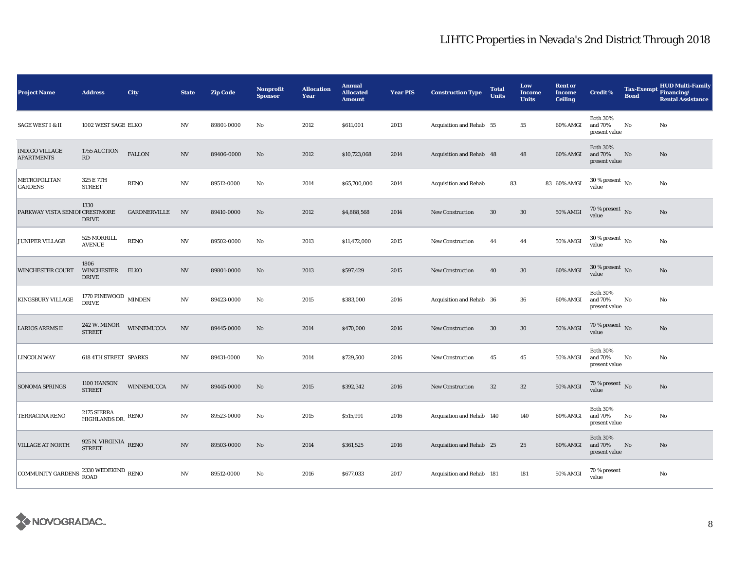# LIHTC Properties in Nevada's 2nd District Through 2018

| Project Name | Address | City | State | Zip Code | Nonprofit Sponsor | Allocation Year | Annual Allocated Amount | Year PIS | Construction Type | Total Units | Low Income Units | Rent or Income Ceiling | Credit % | Tax-Exempt Bond | HUD Multi-Family Financing/ Rental Assistance |
|---|---|---|---|---|---|---|---|---|---|---|---|---|---|---|---|
| SAGE WEST I & II | 1002 WEST SAGE | ELKO | NV | 89801-0000 | No | 2012 | $611,001 | 2013 | Acquisition and Rehab | 55 | 55 | 60% AMGI | Both 30% and 70% present value | No | No |
| INDIGO VILLAGE APARTMENTS | 1755 AUCTION RD | FALLON | NV | 89406-0000 | No | 2012 | $10,723,068 | 2014 | Acquisition and Rehab | 48 | 48 | 60% AMGI | Both 30% and 70% present value | No | No |
| METROPOLITAN GARDENS | 325 E 7TH STREET | RENO | NV | 89512-0000 | No | 2014 | $65,700,000 | 2014 | Acquisition and Rehab | 83 | 83 | 60% AMGI | 30 % present value | No | No |
| PARKWAY VISTA SENIOR | 1330 CRESTMORE DRIVE | GARDNERVILLE | NV | 89410-0000 | No | 2012 | $4,888,568 | 2014 | New Construction | 30 | 30 | 50% AMGI | 70 % present value | No | No |
| JUNIPER VILLAGE | 525 MORRILL AVENUE | RENO | NV | 89502-0000 | No | 2013 | $11,472,000 | 2015 | New Construction | 44 | 44 | 50% AMGI | 30 % present value | No | No |
| WINCHESTER COURT | 1806 WINCHESTER DRIVE | ELKO | NV | 89801-0000 | No | 2013 | $597,429 | 2015 | New Construction | 40 | 30 | 60% AMGI | 30 % present value | No | No |
| KINGSBURY VILLAGE | 1770 PINEWOOD DRIVE | MINDEN | NV | 89423-0000 | No | 2015 | $383,000 | 2016 | Acquisition and Rehab | 36 | 36 | 60% AMGI | Both 30% and 70% present value | No | No |
| LARIOS ARRMS II | 242 W. MINOR STREET | WINNEMUCCA | NV | 89445-0000 | No | 2014 | $470,000 | 2016 | New Construction | 30 | 30 | 50% AMGI | 70 % present value | No | No |
| LINCOLN WAY | 618 4TH STREET | SPARKS | NV | 89431-0000 | No | 2014 | $729,500 | 2016 | New Construction | 45 | 45 | 50% AMGI | Both 30% and 70% present value | No | No |
| SONOMA SPRINGS | 1100 HANSON STREET | WINNEMUCCA | NV | 89445-0000 | No | 2015 | $392,342 | 2016 | New Construction | 32 | 32 | 50% AMGI | 70 % present value | No | No |
| TERRACINA RENO | 2175 SIERRA HIGHLANDS DR. | RENO | NV | 89523-0000 | No | 2015 | $515,991 | 2016 | Acquisition and Rehab | 140 | 140 | 60% AMGI | Both 30% and 70% present value | No | No |
| VILLAGE AT NORTH | 925 N. VIRGINIA STREET | RENO | NV | 89503-0000 | No | 2014 | $361,525 | 2016 | Acquisition and Rehab | 25 | 25 | 60% AMGI | Both 30% and 70% present value | No | No |
| COMMUNITY GARDENS | 2330 WEDEKIND ROAD | RENO | NV | 89512-0000 | No | 2016 | $677,033 | 2017 | Acquisition and Rehab | 181 | 181 | 50% AMGI | 70 % present value | | No |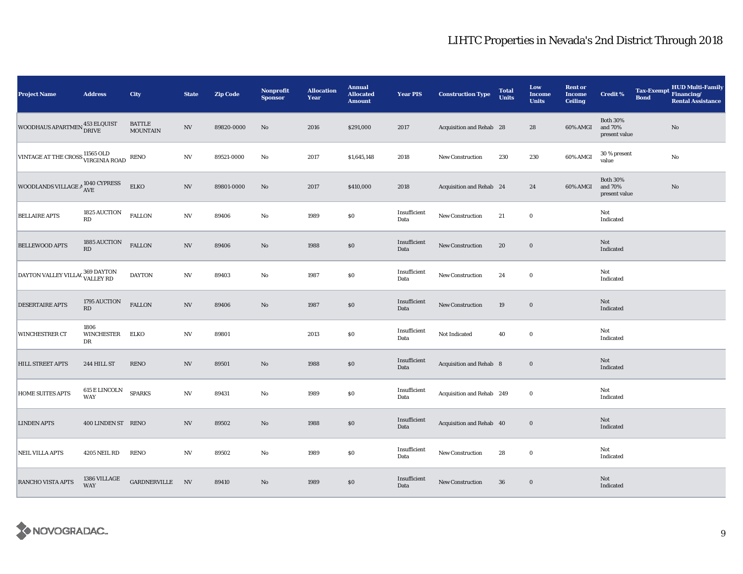# LIHTC Properties in Nevada's 2nd District Through 2018

| Project Name | Address | City | State | Zip Code | Nonprofit Sponsor | Allocation Year | Annual Allocated Amount | Year PIS | Construction Type | Total Units | Low Income Units | Rent or Income Ceiling | Credit % | Tax-Exempt Bond | HUD Multi-Family Financing/ Rental Assistance |
|---|---|---|---|---|---|---|---|---|---|---|---|---|---|---|---|
| WOODHAUS APARTMEN | 453 ELQUIST DRIVE | BATTLE MOUNTAIN | NV | 89820-0000 | No | 2016 | $291,000 | 2017 | Acquisition and Rehab | 28 | 28 | 60% AMGI | Both 30% and 70% present value | | No |
| VINTAGE AT THE CROSS | 11565 OLD VIRGINIA ROAD | RENO | NV | 89521-0000 | No | 2017 | $1,645,148 | 2018 | New Construction | 230 | 230 | 60% AMGI | 30 % present value | | No |
| WOODLANDS VILLAGE A | 1040 CYPRESS AVE | ELKO | NV | 89801-0000 | No | 2017 | $410,000 | 2018 | Acquisition and Rehab | 24 | 24 | 60% AMGI | Both 30% and 70% present value | | No |
| BELLAIRE APTS | 1825 AUCTION RD | FALLON | NV | 89406 | No | 1989 | $0 | Insufficient Data | New Construction | 21 | 0 | | Not Indicated | | |
| BELLEWOOD APTS | 1885 AUCTION RD | FALLON | NV | 89406 | No | 1988 | $0 | Insufficient Data | New Construction | 20 | 0 | | Not Indicated | | |
| DAYTON VALLEY VILLAC | 369 DAYTON VALLEY RD | DAYTON | NV | 89403 | No | 1987 | $0 | Insufficient Data | New Construction | 24 | 0 | | Not Indicated | | |
| DESERTAIRE APTS | 1795 AUCTION RD | FALLON | NV | 89406 | No | 1987 | $0 | Insufficient Data | New Construction | 19 | 0 | | Not Indicated | | |
| WINCHESTRER CT | 1806 WINCHESTER DR | ELKO | NV | 89801 | | 2013 | $0 | Insufficient Data | Not Indicated | 40 | 0 | | Not Indicated | | |
| HILL STREET APTS | 244 HILL ST | RENO | NV | 89501 | No | 1988 | $0 | Insufficient Data | Acquisition and Rehab | 8 | 0 | | Not Indicated | | |
| HOME SUITES APTS | 615 E LINCOLN WAY | SPARKS | NV | 89431 | No | 1989 | $0 | Insufficient Data | Acquisition and Rehab | 249 | 0 | | Not Indicated | | |
| LINDEN APTS | 400 LINDEN ST | RENO | NV | 89502 | No | 1988 | $0 | Insufficient Data | Acquisition and Rehab | 40 | 0 | | Not Indicated | | |
| NEIL VILLA APTS | 4205 NEIL RD | RENO | NV | 89502 | No | 1989 | $0 | Insufficient Data | New Construction | 28 | 0 | | Not Indicated | | |
| RANCHO VISTA APTS | 1386 VILLAGE WAY | GARDNERVILLE | NV | 89410 | No | 1989 | $0 | Insufficient Data | New Construction | 36 | 0 | | Not Indicated | | |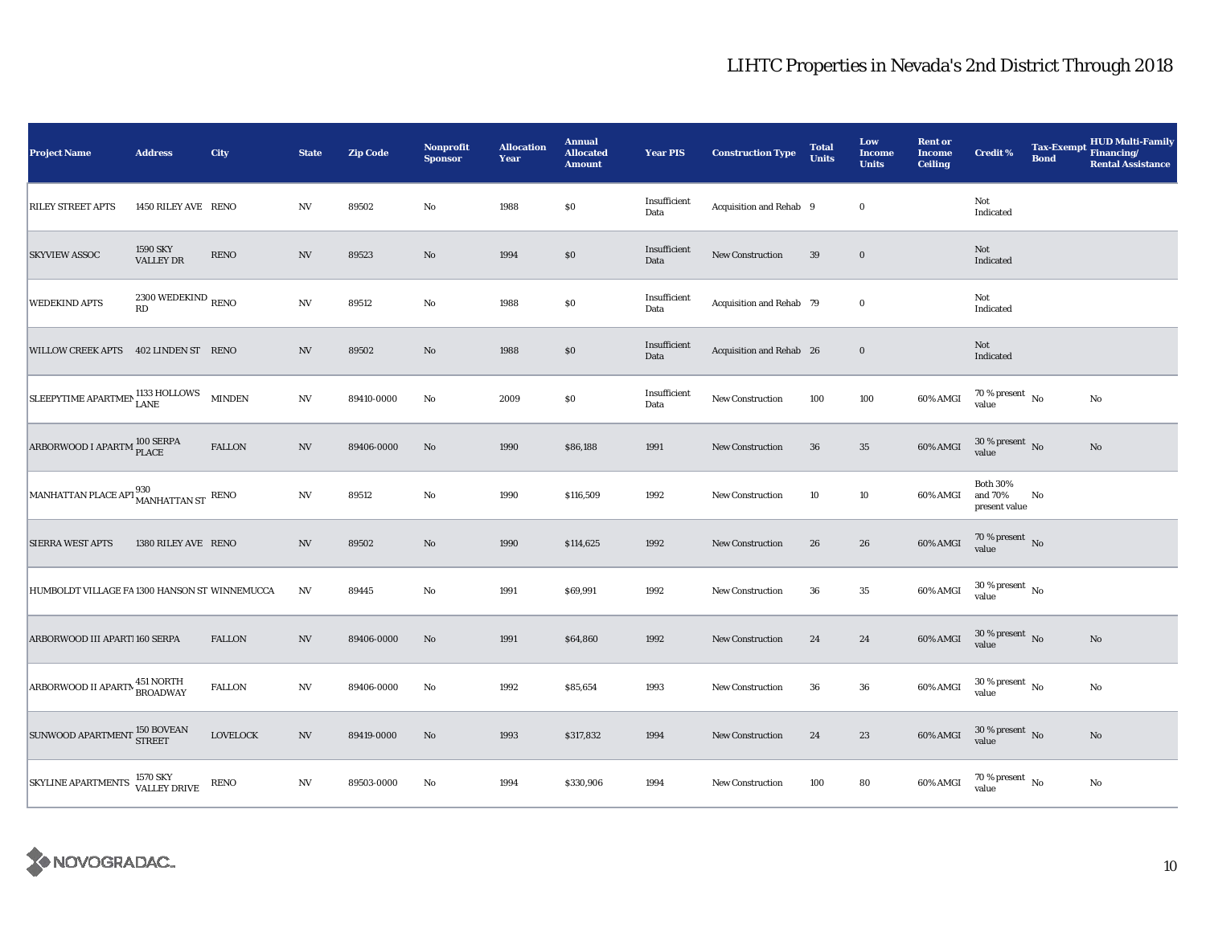# LIHTC Properties in Nevada's 2nd District Through 2018

| Project Name | Address | City | State | Zip Code | Nonprofit Sponsor | Allocation Year | Annual Allocated Amount | Year PIS | Construction Type | Total Units | Low Income Units | Rent or Income Ceiling | Credit % | Tax-Exempt Bond | HUD Multi-Family Financing/ Rental Assistance |
|---|---|---|---|---|---|---|---|---|---|---|---|---|---|---|---|
| RILEY STREET APTS | 1450 RILEY AVE | RENO | NV | 89502 | No | 1988 | $0 | Insufficient Data | Acquisition and Rehab | 9 | 0 | | Not Indicated | | |
| SKYVIEW ASSOC | 1590 SKY VALLEY DR | RENO | NV | 89523 | No | 1994 | $0 | Insufficient Data | New Construction | 39 | 0 | | Not Indicated | | |
| WEDEKIND APTS | 2300 WEDEKIND RD | RENO | NV | 89512 | No | 1988 | $0 | Insufficient Data | Acquisition and Rehab | 79 | 0 | | Not Indicated | | |
| WILLOW CREEK APTS | 402 LINDEN ST | RENO | NV | 89502 | No | 1988 | $0 | Insufficient Data | Acquisition and Rehab | 26 | 0 | | Not Indicated | | |
| SLEEPYTIME APARTMEN | 1133 HOLLOWS LANE | MINDEN | NV | 89410-0000 | No | 2009 | $0 | Insufficient Data | New Construction | 100 | 100 | 60% AMGI | 70 % present value | No | No |
| ARBORWOOD I APARTM | 100 SERPA PLACE | FALLON | NV | 89406-0000 | No | 1990 | $86,188 | 1991 | New Construction | 36 | 35 | 60% AMGI | 30 % present value | No | No |
| MANHATTAN PLACE APT | 930 MANHATTAN ST | RENO | NV | 89512 | No | 1990 | $116,509 | 1992 | New Construction | 10 | 10 | 60% AMGI | Both 30% and 70% present value | No | |
| SIERRA WEST APTS | 1380 RILEY AVE | RENO | NV | 89502 | No | 1990 | $114,625 | 1992 | New Construction | 26 | 26 | 60% AMGI | 70 % present value | No | |
| HUMBOLDT VILLAGE FA | 1300 HANSON ST | WINNEMUCCA | NV | 89445 | No | 1991 | $69,991 | 1992 | New Construction | 36 | 35 | 60% AMGI | 30 % present value | No | |
| ARBORWOOD III APARTI | 160 SERPA | FALLON | NV | 89406-0000 | No | 1991 | $64,860 | 1992 | New Construction | 24 | 24 | 60% AMGI | 30 % present value | No | No |
| ARBORWOOD II APARTM | 451 NORTH BROADWAY | FALLON | NV | 89406-0000 | No | 1992 | $85,654 | 1993 | New Construction | 36 | 36 | 60% AMGI | 30 % present value | No | No |
| SUNWOOD APARTMENT | 150 BOVEAN STREET | LOVELOCK | NV | 89419-0000 | No | 1993 | $317,832 | 1994 | New Construction | 24 | 23 | 60% AMGI | 30 % present value | No | No |
| SKYLINE APARTMENTS | 1570 SKY VALLEY DRIVE | RENO | NV | 89503-0000 | No | 1994 | $330,906 | 1994 | New Construction | 100 | 80 | 60% AMGI | 70 % present value | No | No |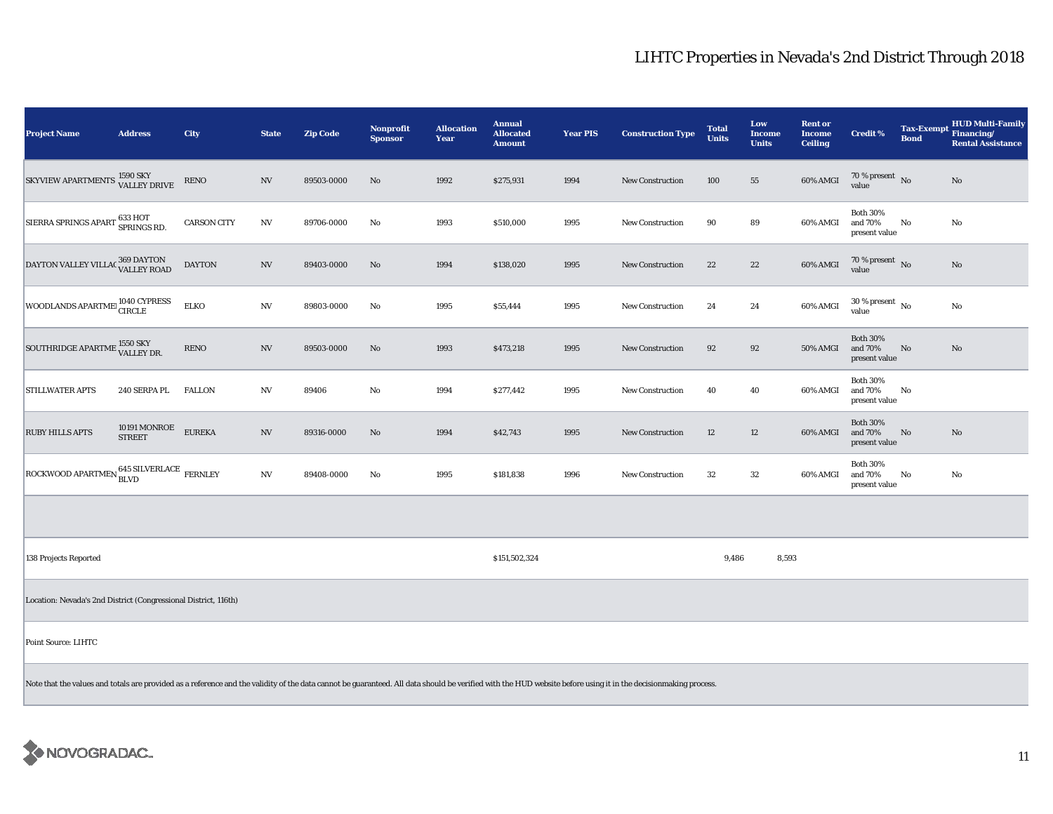# LIHTC Properties in Nevada's 2nd District Through 2018

| Project Name | Address | City | State | Zip Code | Nonprofit Sponsor | Allocation Year | Annual Allocated Amount | Year PIS | Construction Type | Total Units | Low Income Units | Rent or Income Ceiling | Credit % | Tax-Exempt Bond | HUD Multi-Family Financing/ Rental Assistance |
|---|---|---|---|---|---|---|---|---|---|---|---|---|---|---|---|
| SKYVIEW APARTMENTS | 1590 SKY VALLEY DRIVE | RENO | NV | 89503-0000 | No | 1992 | $275,931 | 1994 | New Construction | 100 | 55 | 60% AMGI | 70 % present value | No | No |
| SIERRA SPRINGS APART | 633 HOT SPRINGS RD. | CARSON CITY | NV | 89706-0000 | No | 1993 | $510,000 | 1995 | New Construction | 90 | 89 | 60% AMGI | Both 30% and 70% present value | No | No |
| DAYTON VALLEY VILLAC | 369 DAYTON VALLEY ROAD | DAYTON | NV | 89403-0000 | No | 1994 | $138,020 | 1995 | New Construction | 22 | 22 | 60% AMGI | 70 % present value | No | No |
| WOODLANDS APARTMEI | 1040 CYPRESS CIRCLE | ELKO | NV | 89803-0000 | No | 1995 | $55,444 | 1995 | New Construction | 24 | 24 | 60% AMGI | 30 % present value | No | No |
| SOUTHRIDGE APARTME | 1550 SKY VALLEY DR. | RENO | NV | 89503-0000 | No | 1993 | $473,218 | 1995 | New Construction | 92 | 92 | 50% AMGI | Both 30% and 70% present value | No | No |
| STILLWATER APTS | 240 SERPA PL | FALLON | NV | 89406 | No | 1994 | $277,442 | 1995 | New Construction | 40 | 40 | 60% AMGI | Both 30% and 70% present value | No | |
| RUBY HILLS APTS | 10191 MONROE STREET | EUREKA | NV | 89316-0000 | No | 1994 | $42,743 | 1995 | New Construction | 12 | 12 | 60% AMGI | Both 30% and 70% present value | No | No |
| ROCKWOOD APARTMEN | 645 SILVERLACE BLVD | FERNLEY | NV | 89408-0000 | No | 1995 | $181,838 | 1996 | New Construction | 32 | 32 | 60% AMGI | Both 30% and 70% present value | No | No |
| | | | | | | | | | | | | | | | |
| 138 Projects Reported | | | | | | | $151,502,324 | | | 9,486 | 8,593 | | | | |

Location: Nevada's 2nd District (Congressional District, 116th)

Point Source: LIHTC

Note that the values and totals are provided as a reference and the validity of the data cannot be guaranteed. All data should be verified with the HUD website before using it in the decisionmaking process.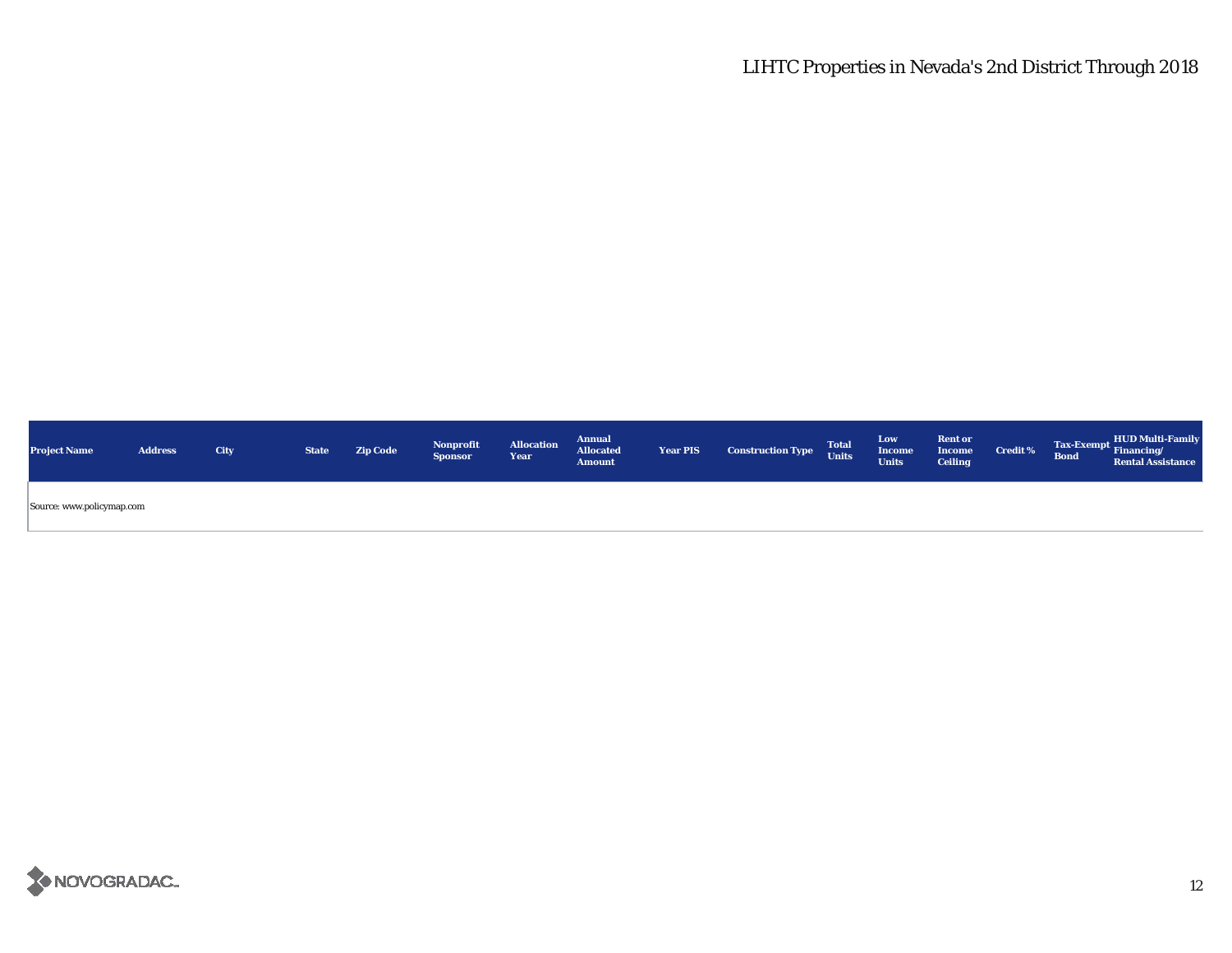# LIHTC Properties in Nevada's 2nd District Through 2018

| Project Name | Address | City | State | Zip Code | Nonprofit Sponsor | Allocation Year | Annual Allocated Amount | Year PIS | Construction Type | Total Units | Low Income Units | Rent or Income Ceiling | Credit % | Tax-Exempt Bond | HUD Multi-Family Financing/ Rental Assistance |
|---|---|---|---|---|---|---|---|---|---|---|---|---|---|---|---|

Source: www.policymap.com